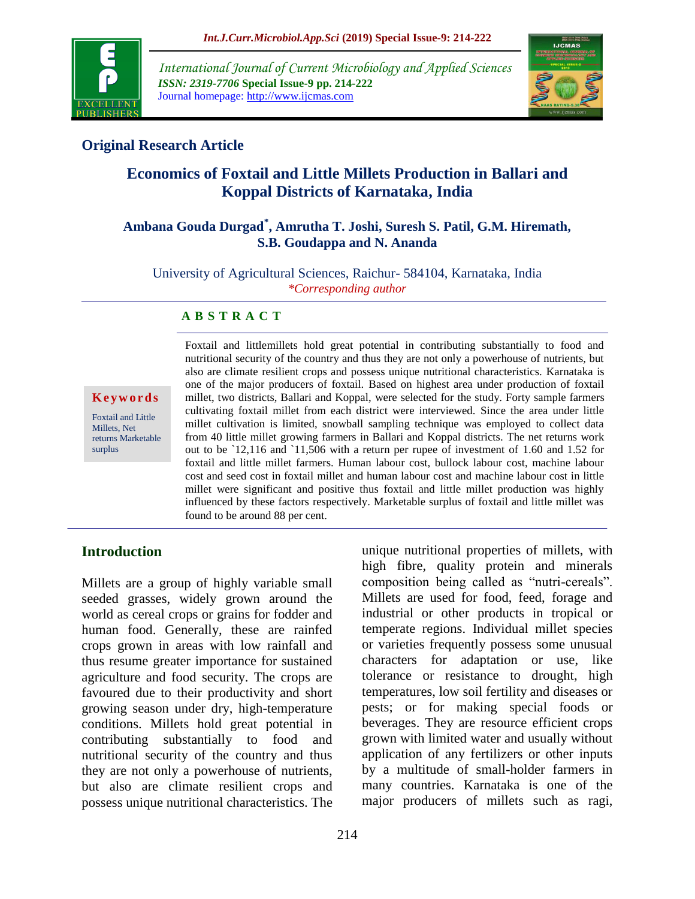## Original Research Article

# Economics of Foxtail and Little Millets Production in Ballari and Koppal Districts of Karnataka, India

**Ambana Gouda Durgad*, Amrutha T. Joshi, Suresh S. Patil, G.M. Hiremath, S.B. Goudappa and N. Ananda**

University of Agricultural Sciences, Raichur- 584104, Karnataka, India

*\*Corresponding author*

### A B S T R A C T

**Keywords**

Foxtail and Little Millets, Net returns Marketable surplus

Foxtail and littlemillets hold great potential in contributing substantially to food and nutritional security of the country and thus they are not only a powerhouse of nutrients, but also are climate resilient crops and possess unique nutritional characteristics. Karnataka is one of the major producers of foxtail. Based on highest area under production of foxtail millet, two districts, Ballari and Koppal, were selected for the study. Forty sample farmers cultivating foxtail millet from each district were interviewed. Since the area under little millet cultivation is limited, snowball sampling technique was employed to collect data from 40 little millet growing farmers in Ballari and Koppal districts. The net returns work out to be `12,116 and `11,506 with a return per rupee of investment of 1.60 and 1.52 for foxtail and little millet farmers. Human labour cost, bullock labour cost, machine labour cost and seed cost in foxtail millet and human labour cost and machine labour cost in little millet were significant and positive thus foxtail and little millet production was highly influenced by these factors respectively. Marketable surplus of foxtail and little millet was found to be around 88 per cent.

## Introduction

Millets are a group of highly variable small seeded grasses, widely grown around the world as cereal crops or grains for fodder and human food. Generally, these are rainfed crops grown in areas with low rainfall and thus resume greater importance for sustained agriculture and food security. The crops are favoured due to their productivity and short growing season under dry, high-temperature conditions. Millets hold great potential in contributing substantially to food and nutritional security of the country and thus they are not only a powerhouse of nutrients, but also are climate resilient crops and possess unique nutritional characteristics. The unique nutritional properties of millets, with high fibre, quality protein and minerals composition being called as "nutri-cereals". Millets are used for food, feed, forage and industrial or other products in tropical or temperate regions. Individual millet species or varieties frequently possess some unusual characters for adaptation or use, like tolerance or resistance to drought, high temperatures, low soil fertility and diseases or pests; or for making special foods or beverages. They are resource efficient crops grown with limited water and usually without application of any fertilizers or other inputs by a multitude of small-holder farmers in many countries. Karnataka is one of the major producers of millets such as ragi,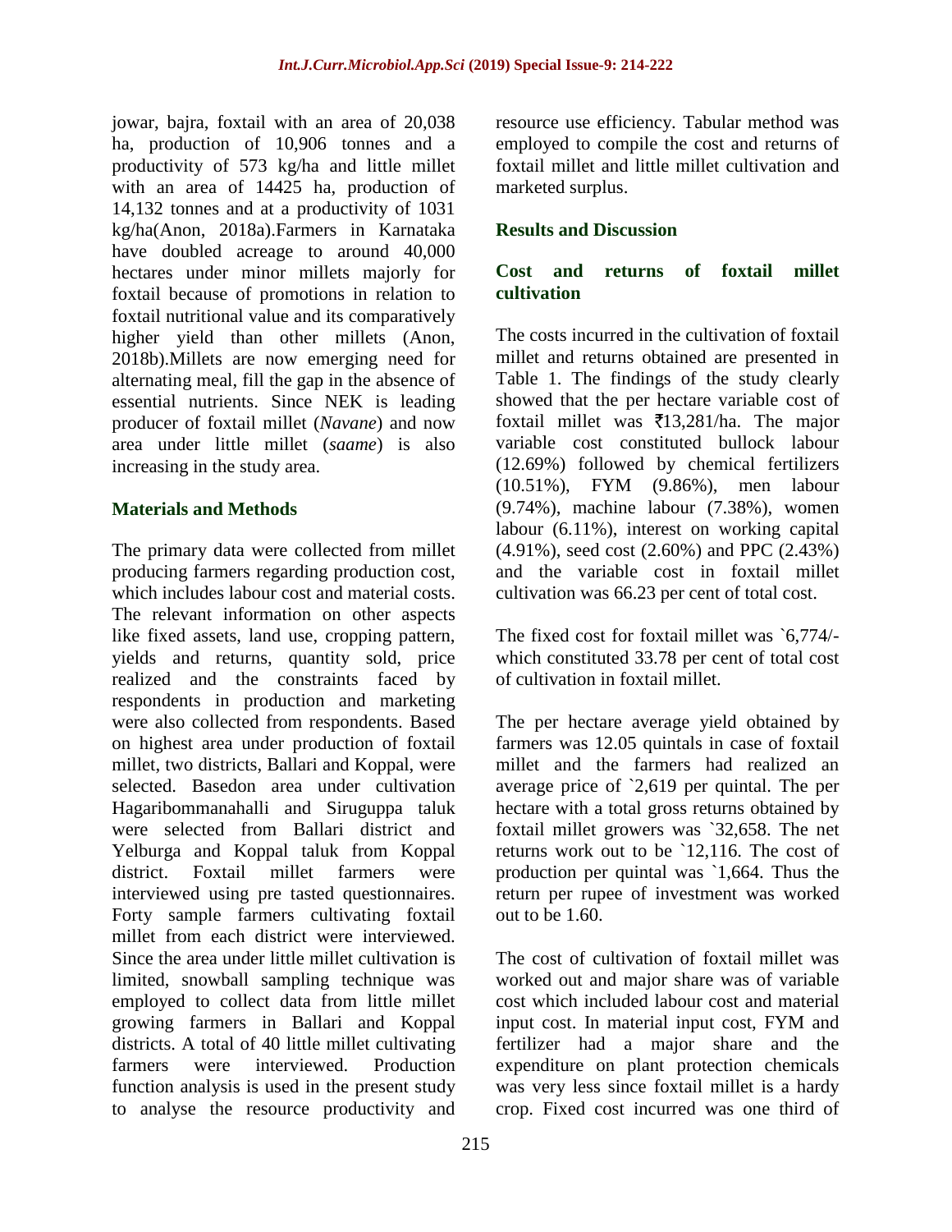jowar, bajra, foxtail with an area of 20,038 ha, production of 10,906 tonnes and a productivity of 573 kg/ha and little millet with an area of 14425 ha, production of 14,132 tonnes and at a productivity of 1031 kg/ha(Anon, 2018a).Farmers in Karnataka have doubled acreage to around 40,000 hectares under minor millets majorly for foxtail because of promotions in relation to foxtail nutritional value and its comparatively higher yield than other millets (Anon, 2018b).Millets are now emerging need for alternating meal, fill the gap in the absence of essential nutrients. Since NEK is leading producer of foxtail millet (*Navane*) and now area under little millet (*saame*) is also increasing in the study area.

## Materials and Methods

The primary data were collected from millet producing farmers regarding production cost, which includes labour cost and material costs. The relevant information on other aspects like fixed assets, land use, cropping pattern, yields and returns, quantity sold, price realized and the constraints faced by respondents in production and marketing were also collected from respondents. Based on highest area under production of foxtail millet, two districts, Ballari and Koppal, were selected. Basedon area under cultivation Hagaribommanahalli and Siruguppa taluk were selected from Ballari district and Yelburga and Koppal taluk from Koppal district. Foxtail millet farmers were interviewed using pre tasted questionnaires. Forty sample farmers cultivating foxtail millet from each district were interviewed. Since the area under little millet cultivation is limited, snowball sampling technique was employed to collect data from little millet growing farmers in Ballari and Koppal districts. A total of 40 little millet cultivating farmers were interviewed. Production function analysis is used in the present study to analyse the resource productivity and resource use efficiency. Tabular method was employed to compile the cost and returns of foxtail millet and little millet cultivation and marketed surplus.

## Results and Discussion

### Cost and returns of foxtail millet cultivation

The costs incurred in the cultivation of foxtail millet and returns obtained are presented in Table 1. The findings of the study clearly showed that the per hectare variable cost of foxtail millet was ₹13,281/ha. The major variable cost constituted bullock labour (12.69%) followed by chemical fertilizers (10.51%), FYM (9.86%), men labour (9.74%), machine labour (7.38%), women labour (6.11%), interest on working capital (4.91%), seed cost (2.60%) and PPC (2.43%) and the variable cost in foxtail millet cultivation was 66.23 per cent of total cost.

The fixed cost for foxtail millet was `6,774/- which constituted 33.78 per cent of total cost of cultivation in foxtail millet.

The per hectare average yield obtained by farmers was 12.05 quintals in case of foxtail millet and the farmers had realized an average price of `2,619 per quintal. The per hectare with a total gross returns obtained by foxtail millet growers was `32,658. The net returns work out to be `12,116. The cost of production per quintal was `1,664. Thus the return per rupee of investment was worked out to be 1.60.

The cost of cultivation of foxtail millet was worked out and major share was of variable cost which included labour cost and material input cost. In material input cost, FYM and fertilizer had a major share and the expenditure on plant protection chemicals was very less since foxtail millet is a hardy crop. Fixed cost incurred was one third of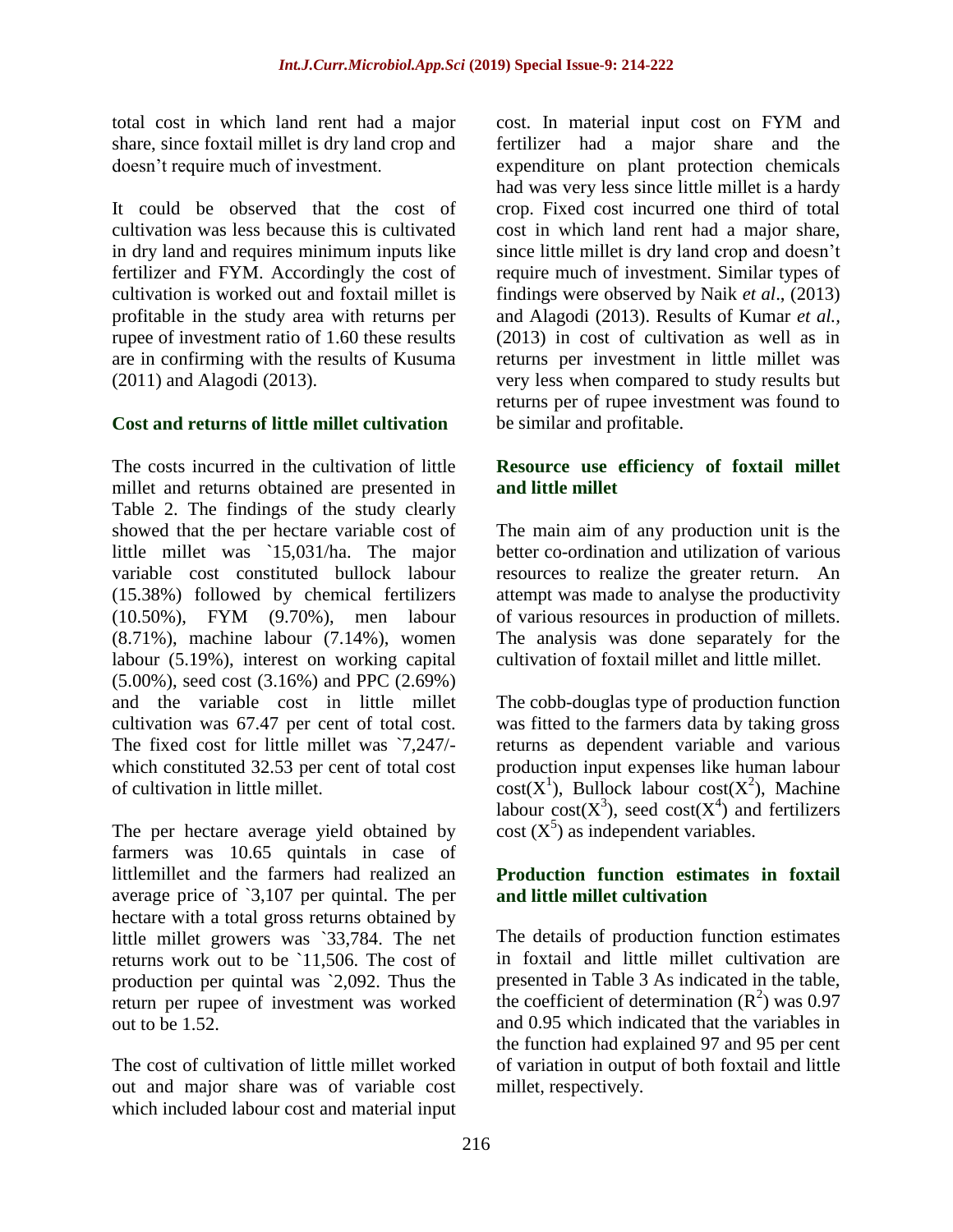total cost in which land rent had a major share, since foxtail millet is dry land crop and doesn't require much of investment.

It could be observed that the cost of cultivation was less because this is cultivated in dry land and requires minimum inputs like fertilizer and FYM. Accordingly the cost of cultivation is worked out and foxtail millet is profitable in the study area with returns per rupee of investment ratio of 1.60 these results are in confirming with the results of Kusuma (2011) and Alagodi (2013).

### Cost and returns of little millet cultivation

The costs incurred in the cultivation of little millet and returns obtained are presented in Table 2. The findings of the study clearly showed that the per hectare variable cost of little millet was `15,031/ha. The major variable cost constituted bullock labour (15.38%) followed by chemical fertilizers (10.50%), FYM (9.70%), men labour (8.71%), machine labour (7.14%), women labour (5.19%), interest on working capital (5.00%), seed cost (3.16%) and PPC (2.69%) and the variable cost in little millet cultivation was 67.47 per cent of total cost. The fixed cost for little millet was `7,247/- which constituted 32.53 per cent of total cost of cultivation in little millet.

The per hectare average yield obtained by farmers was 10.65 quintals in case of littlemillet and the farmers had realized an average price of `3,107 per quintal. The per hectare with a total gross returns obtained by little millet growers was `33,784. The net returns work out to be `11,506. The cost of production per quintal was `2,092. Thus the return per rupee of investment was worked out to be 1.52.

The cost of cultivation of little millet worked out and major share was of variable cost which included labour cost and material input cost. In material input cost on FYM and fertilizer had a major share and the expenditure on plant protection chemicals had was very less since little millet is a hardy crop. Fixed cost incurred one third of total cost in which land rent had a major share, since little millet is dry land crop and doesn't require much of investment. Similar types of findings were observed by Naik *et al*., (2013) and Alagodi (2013). Results of Kumar *et al.,* (2013) in cost of cultivation as well as in returns per investment in little millet was very less when compared to study results but returns per of rupee investment was found to be similar and profitable.

### Resource use efficiency of foxtail millet and little millet

The main aim of any production unit is the better co-ordination and utilization of various resources to realize the greater return. An attempt was made to analyse the productivity of various resources in production of millets. The analysis was done separately for the cultivation of foxtail millet and little millet.

The cobb-douglas type of production function was fitted to the farmers data by taking gross returns as dependent variable and various production input expenses like human labour cost($X^1$), Bullock labour cost($X^2$), Machine labour cost($X^3$), seed cost($X^4$) and fertilizers cost ($X^5$) as independent variables.

### Production function estimates in foxtail and little millet cultivation

The details of production function estimates in foxtail and little millet cultivation are presented in Table 3 As indicated in the table, the coefficient of determination ($R^2$) was 0.97 and 0.95 which indicated that the variables in the function had explained 97 and 95 per cent of variation in output of both foxtail and little millet, respectively.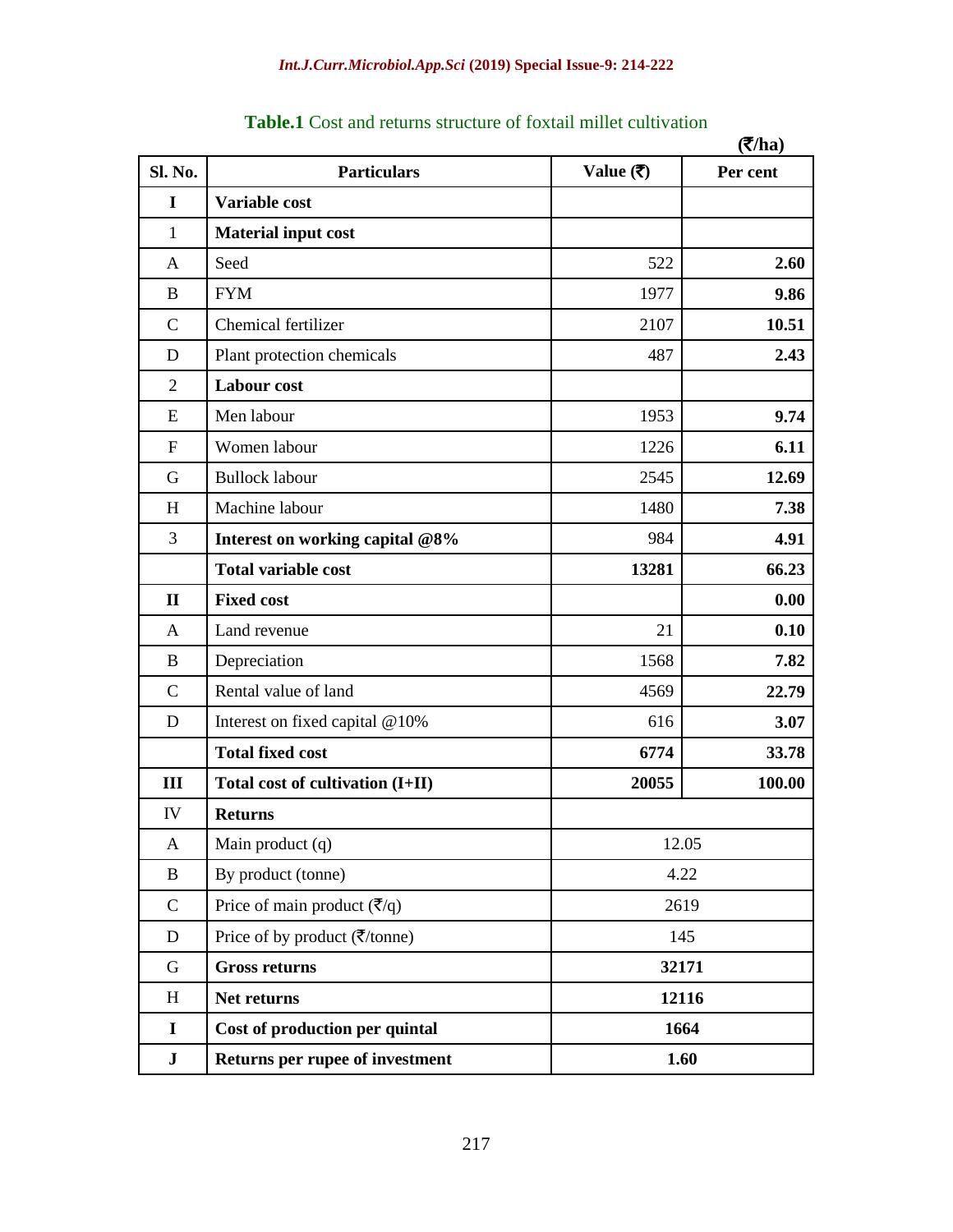**Table.1** Cost and returns structure of foxtail millet cultivation

(₹/ha)

| Sl. No. | Particulars | Value (₹) | Per cent |
|---|---|---|---|
| **I** | **Variable cost** | | |
| 1 | **Material input cost** | | |
| A | Seed | 522 | **2.60** |
| B | FYM | 1977 | **9.86** |
| C | Chemical fertilizer | 2107 | **10.51** |
| D | Plant protection chemicals | 487 | **2.43** |
| 2 | **Labour cost** | | |
| E | Men labour | 1953 | **9.74** |
| F | Women labour | 1226 | **6.11** |
| G | Bullock labour | 2545 | **12.69** |
| H | Machine labour | 1480 | **7.38** |
| 3 | **Interest on working capital @8%** | 984 | **4.91** |
| | **Total variable cost** | **13281** | **66.23** |
| **II** | **Fixed cost** | | **0.00** |
| A | Land revenue | 21 | **0.10** |
| B | Depreciation | 1568 | **7.82** |
| C | Rental value of land | 4569 | **22.79** |
| D | Interest on fixed capital @10% | 616 | **3.07** |
| | **Total fixed cost** | **6774** | **33.78** |
| **III** | **Total cost of cultivation (I+II)** | **20055** | **100.00** |
| IV | **Returns** | | |
| A | Main product (q) | 12.05 | |
| B | By product (tonne) | 4.22 | |
| C | Price of main product (₹/q) | 2619 | |
| D | Price of by product (₹/tonne) | 145 | |
| G | **Gross returns** | **32171** | |
| H | **Net returns** | **12116** | |
| **I** | **Cost of production per quintal** | **1664** | |
| **J** | **Returns per rupee of investment** | **1.60** | |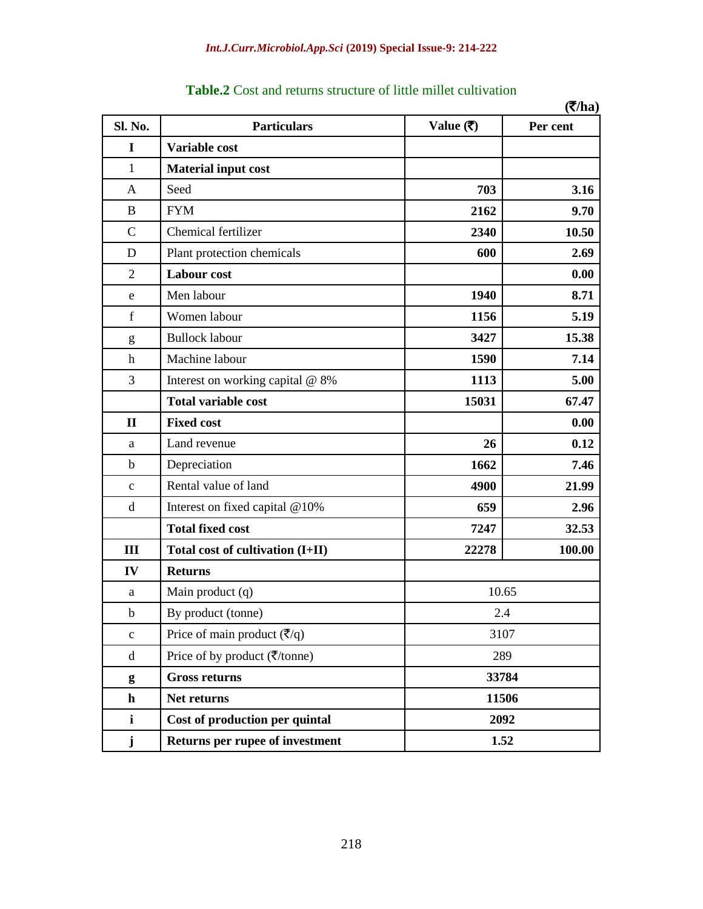**Table.2** Cost and returns structure of little millet cultivation

(₹/ha)

| Sl. No. | Particulars | Value (₹) | Per cent |
|---|---|---|---|
| **I** | **Variable cost** | | |
| 1 | **Material input cost** | | |
| A | Seed | **703** | **3.16** |
| B | FYM | **2162** | **9.70** |
| C | Chemical fertilizer | **2340** | **10.50** |
| D | Plant protection chemicals | **600** | **2.69** |
| 2 | **Labour cost** | | **0.00** |
| e | Men labour | **1940** | **8.71** |
| f | Women labour | **1156** | **5.19** |
| g | Bullock labour | **3427** | **15.38** |
| h | Machine labour | **1590** | **7.14** |
| 3 | Interest on working capital @ 8% | **1113** | **5.00** |
| | **Total variable cost** | **15031** | **67.47** |
| **II** | **Fixed cost** | | **0.00** |
| a | Land revenue | **26** | **0.12** |
| b | Depreciation | **1662** | **7.46** |
| c | Rental value of land | **4900** | **21.99** |
| d | Interest on fixed capital @10% | **659** | **2.96** |
| | **Total fixed cost** | **7247** | **32.53** |
| **III** | **Total cost of cultivation (I+II)** | **22278** | **100.00** |
| **IV** | **Returns** | | |
| a | Main product (q) | 10.65 | |
| b | By product (tonne) | 2.4 | |
| c | Price of main product (₹/q) | 3107 | |
| d | Price of by product (₹/tonne) | 289 | |
| **g** | **Gross returns** | **33784** | |
| **h** | **Net returns** | **11506** | |
| **i** | **Cost of production per quintal** | **2092** | |
| **j** | **Returns per rupee of investment** | **1.52** | |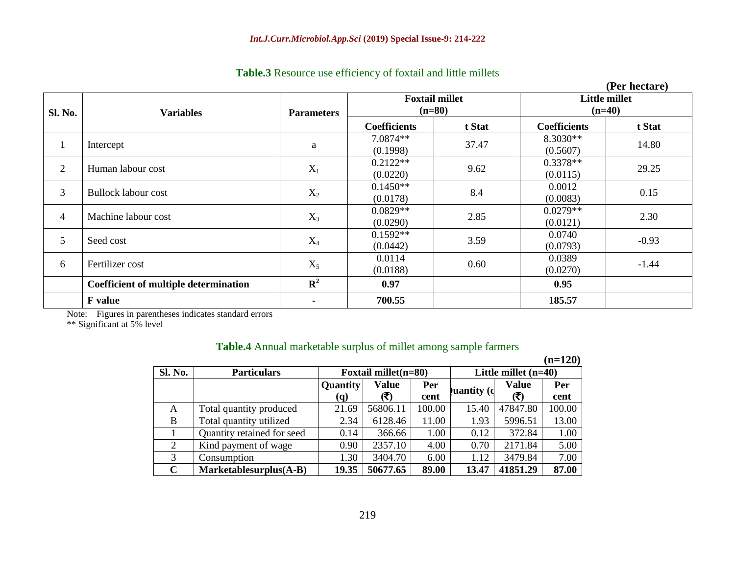**Table.3** Resource use efficiency of foxtail and little millets

**(Per hectare)**

| Sl. No. | Variables | Parameters | Foxtail millet (n=80) | | Little millet (n=40) | |
|---|---|---|---|---|---|---|
| | | | Coefficients | t Stat | Coefficients | t Stat |
| 1 | Intercept | a | 7.0874** (0.1998) | 37.47 | 8.3030** (0.5607) | 14.80 |
| 2 | Human labour cost | $X_1$ | 0.2122** (0.0220) | 9.62 | 0.3378** (0.0115) | 29.25 |
| 3 | Bullock labour cost | $X_2$ | 0.1450** (0.0178) | 8.4 | 0.0012 (0.0083) | 0.15 |
| 4 | Machine labour cost | $X_3$ | 0.0829** (0.0290) | 2.85 | 0.0279** (0.0121) | 2.30 |
| 5 | Seed cost | $X_4$ | 0.1592** (0.0442) | 3.59 | 0.0740 (0.0793) | -0.93 |
| 6 | Fertilizer cost | $X_5$ | 0.0114 (0.0188) | 0.60 | 0.0389 (0.0270) | -1.44 |
| | **Coefficient of multiple determination** | $R^2$ | **0.97** | | **0.95** | |
| | **F value** | - | **700.55** | | **185.57** | |

Note: Figures in parentheses indicates standard errors
** Significant at 5% level

**Table.4** Annual marketable surplus of millet among sample farmers

**(n=120)**

| Sl. No. | Particulars | Foxtail millet(n=80) | | | Little millet (n=40) | | |
|---|---|---|---|---|---|---|---|
| | | Quantity (q) | Value (₹) | Per cent | Quantity (q) | Value (₹) | Per cent |
| A | Total quantity produced | 21.69 | 56806.11 | 100.00 | 15.40 | 47847.80 | 100.00 |
| B | Total quantity utilized | 2.34 | 6128.46 | 11.00 | 1.93 | 5996.51 | 13.00 |
| 1 | Quantity retained for seed | 0.14 | 366.66 | 1.00 | 0.12 | 372.84 | 1.00 |
| 2 | Kind payment of wage | 0.90 | 2357.10 | 4.00 | 0.70 | 2171.84 | 5.00 |
| 3 | Consumption | 1.30 | 3404.70 | 6.00 | 1.12 | 3479.84 | 7.00 |
| **C** | **Marketablesurplus(A-B)** | **19.35** | **50677.65** | **89.00** | **13.47** | **41851.29** | **87.00** |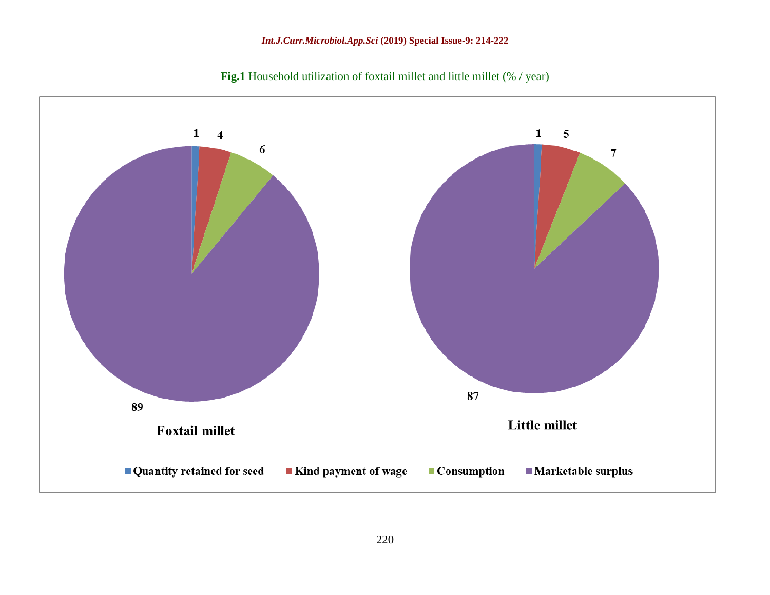**Fig.1** Household utilization of foxtail millet and little millet (% / year)

| Utilization | Foxtail millet | Little millet |
|---|---|---|
| Quantity retained for seed | 1 | 1 |
| Kind payment of wage | 4 | 5 |
| Consumption | 6 | 7 |
| Marketable surplus | 89 | 87 |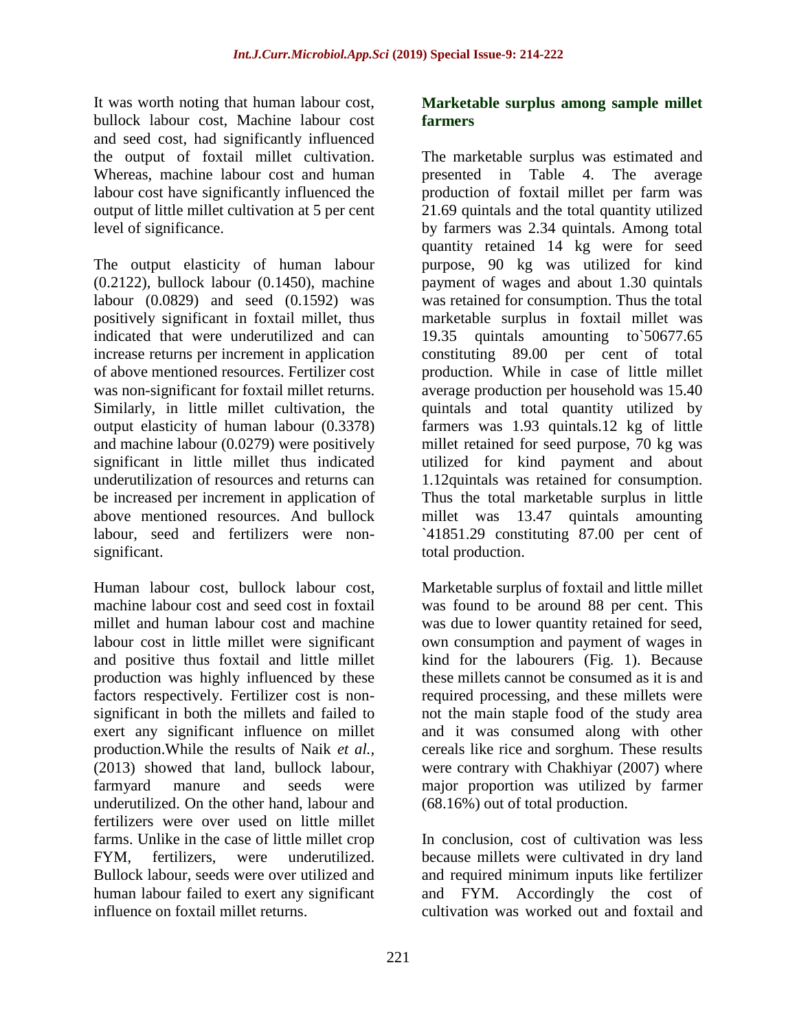It was worth noting that human labour cost, bullock labour cost, Machine labour cost and seed cost, had significantly influenced the output of foxtail millet cultivation. Whereas, machine labour cost and human labour cost have significantly influenced the output of little millet cultivation at 5 per cent level of significance.

The output elasticity of human labour (0.2122), bullock labour (0.1450), machine labour (0.0829) and seed (0.1592) was positively significant in foxtail millet, thus indicated that were underutilized and can increase returns per increment in application of above mentioned resources. Fertilizer cost was non-significant for foxtail millet returns. Similarly, in little millet cultivation, the output elasticity of human labour (0.3378) and machine labour (0.0279) were positively significant in little millet thus indicated underutilization of resources and returns can be increased per increment in application of above mentioned resources. And bullock labour, seed and fertilizers were non-significant.

Human labour cost, bullock labour cost, machine labour cost and seed cost in foxtail millet and human labour cost and machine labour cost in little millet were significant and positive thus foxtail and little millet production was highly influenced by these factors respectively. Fertilizer cost is non-significant in both the millets and failed to exert any significant influence on millet production.While the results of Naik *et al.,* (2013) showed that land, bullock labour, farmyard manure and seeds were underutilized. On the other hand, labour and fertilizers were over used on little millet farms. Unlike in the case of little millet crop FYM, fertilizers, were underutilized. Bullock labour, seeds were over utilized and human labour failed to exert any significant influence on foxtail millet returns.

## Marketable surplus among sample millet farmers

The marketable surplus was estimated and presented in Table 4. The average production of foxtail millet per farm was 21.69 quintals and the total quantity utilized by farmers was 2.34 quintals. Among total quantity retained 14 kg were for seed purpose, 90 kg was utilized for kind payment of wages and about 1.30 quintals was retained for consumption. Thus the total marketable surplus in foxtail millet was 19.35 quintals amounting to`50677.65 constituting 89.00 per cent of total production. While in case of little millet average production per household was 15.40 quintals and total quantity utilized by farmers was 1.93 quintals.12 kg of little millet retained for seed purpose, 70 kg was utilized for kind payment and about 1.12quintals was retained for consumption. Thus the total marketable surplus in little millet was 13.47 quintals amounting `41851.29 constituting 87.00 per cent of total production.

Marketable surplus of foxtail and little millet was found to be around 88 per cent. This was due to lower quantity retained for seed, own consumption and payment of wages in kind for the labourers (Fig. 1). Because these millets cannot be consumed as it is and required processing, and these millets were not the main staple food of the study area and it was consumed along with other cereals like rice and sorghum. These results were contrary with Chakhiyar (2007) where major proportion was utilized by farmer (68.16%) out of total production.

In conclusion, cost of cultivation was less because millets were cultivated in dry land and required minimum inputs like fertilizer and FYM. Accordingly the cost of cultivation was worked out and foxtail and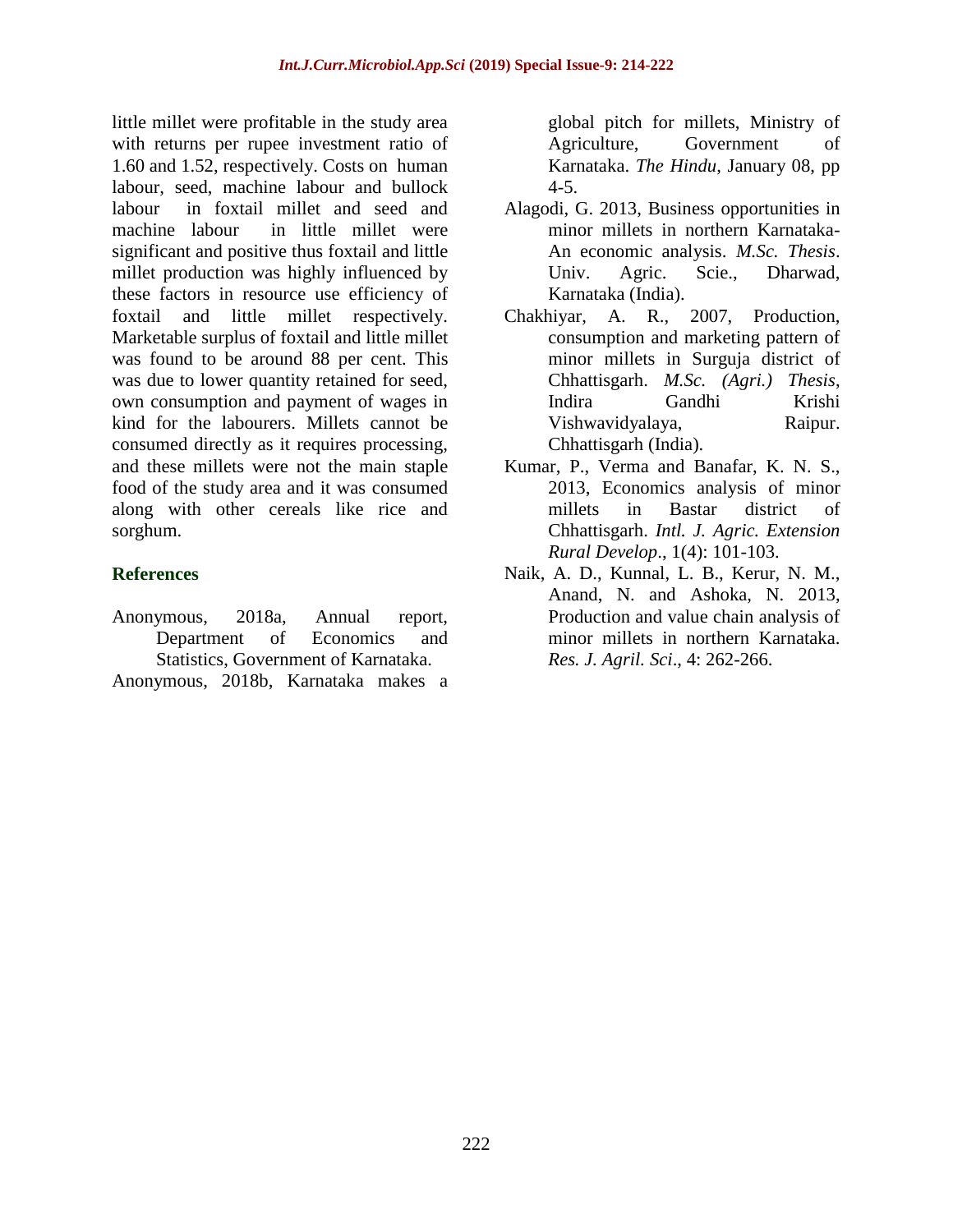little millet were profitable in the study area with returns per rupee investment ratio of 1.60 and 1.52, respectively. Costs on human labour, seed, machine labour and bullock labour in foxtail millet and seed and machine labour in little millet were significant and positive thus foxtail and little millet production was highly influenced by these factors in resource use efficiency of foxtail and little millet respectively. Marketable surplus of foxtail and little millet was found to be around 88 per cent. This was due to lower quantity retained for seed, own consumption and payment of wages in kind for the labourers. Millets cannot be consumed directly as it requires processing, and these millets were not the main staple food of the study area and it was consumed along with other cereals like rice and sorghum.

## References

Anonymous, 2018a, Annual report, Department of Economics and Statistics, Government of Karnataka.

Anonymous, 2018b, Karnataka makes a global pitch for millets, Ministry of Agriculture, Government of Karnataka. *The Hindu*, January 08, pp 4-5.

Alagodi, G. 2013, Business opportunities in minor millets in northern Karnataka- An economic analysis. *M.Sc. Thesis*. Univ. Agric. Scie., Dharwad, Karnataka (India).

Chakhiyar, A. R., 2007, Production, consumption and marketing pattern of minor millets in Surguja district of Chhattisgarh. *M.Sc. (Agri.) Thesis*, Indira Gandhi Krishi Vishwavidyalaya, Raipur. Chhattisgarh (India).

Kumar, P., Verma and Banafar, K. N. S., 2013, Economics analysis of minor millets in Bastar district of Chhattisgarh. *Intl. J. Agric. Extension Rural Develop*., 1(4): 101-103.

Naik, A. D., Kunnal, L. B., Kerur, N. M., Anand, N. and Ashoka, N. 2013, Production and value chain analysis of minor millets in northern Karnataka. *Res. J. Agril. Sci*., 4: 262-266.